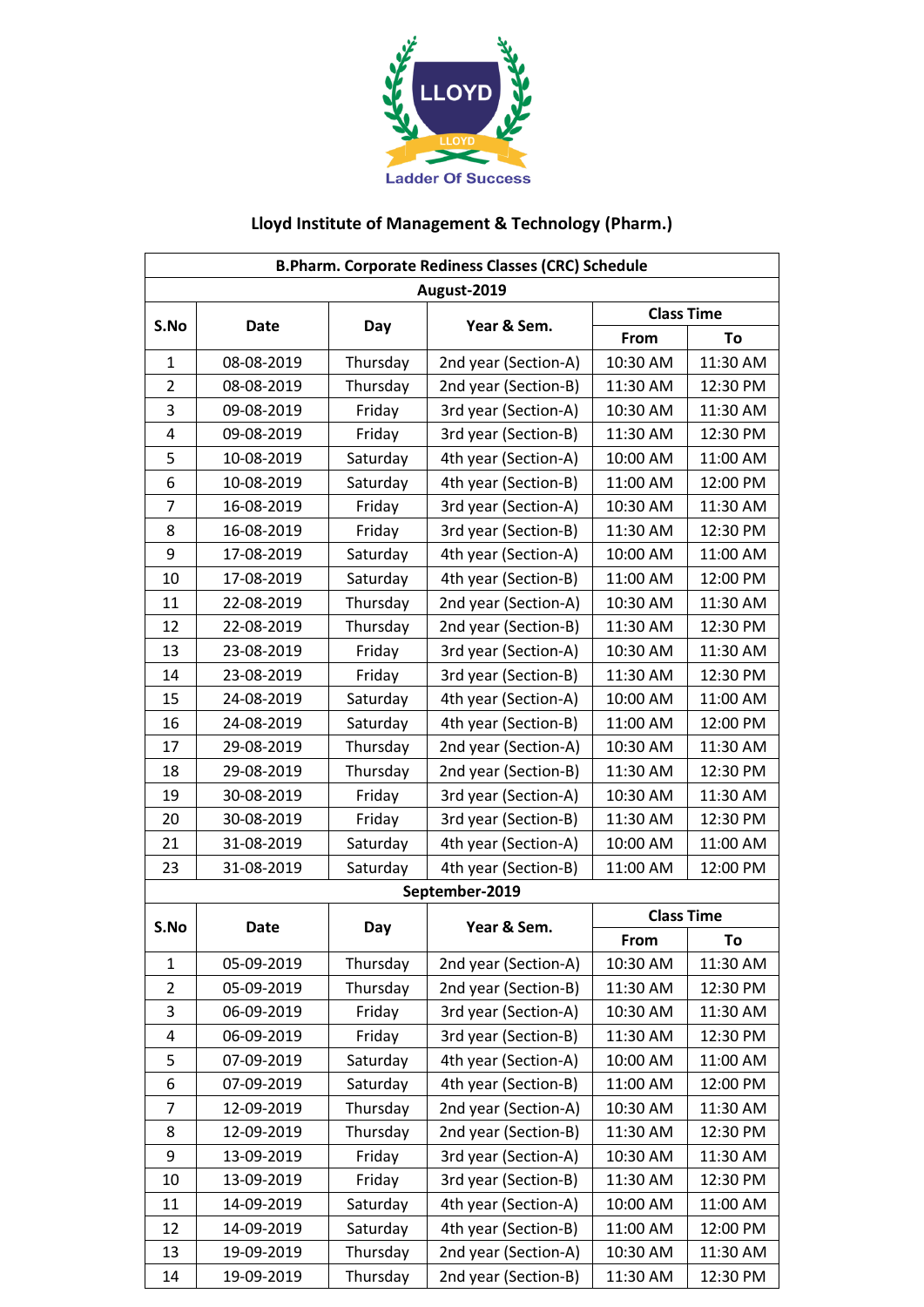LLOYD

LLOYD

Ladder Of Success

# Lloyd Institute of Management & Technology (Pharm.)

| B.Pharm. Corporate Rediness Classes (CRC) Schedule | | | | | |
|---|---|---|---|---|---|
| **August-2019** | | | | | |
| **S.No** | **Date** | **Day** | **Year & Sem.** | **Class Time** | |
| | | | | **From** | **To** |
| 1 | 08-08-2019 | Thursday | 2nd year (Section-A) | 10:30 AM | 11:30 AM |
| 2 | 08-08-2019 | Thursday | 2nd year (Section-B) | 11:30 AM | 12:30 PM |
| 3 | 09-08-2019 | Friday | 3rd year (Section-A) | 10:30 AM | 11:30 AM |
| 4 | 09-08-2019 | Friday | 3rd year (Section-B) | 11:30 AM | 12:30 PM |
| 5 | 10-08-2019 | Saturday | 4th year (Section-A) | 10:00 AM | 11:00 AM |
| 6 | 10-08-2019 | Saturday | 4th year (Section-B) | 11:00 AM | 12:00 PM |
| 7 | 16-08-2019 | Friday | 3rd year (Section-A) | 10:30 AM | 11:30 AM |
| 8 | 16-08-2019 | Friday | 3rd year (Section-B) | 11:30 AM | 12:30 PM |
| 9 | 17-08-2019 | Saturday | 4th year (Section-A) | 10:00 AM | 11:00 AM |
| 10 | 17-08-2019 | Saturday | 4th year (Section-B) | 11:00 AM | 12:00 PM |
| 11 | 22-08-2019 | Thursday | 2nd year (Section-A) | 10:30 AM | 11:30 AM |
| 12 | 22-08-2019 | Thursday | 2nd year (Section-B) | 11:30 AM | 12:30 PM |
| 13 | 23-08-2019 | Friday | 3rd year (Section-A) | 10:30 AM | 11:30 AM |
| 14 | 23-08-2019 | Friday | 3rd year (Section-B) | 11:30 AM | 12:30 PM |
| 15 | 24-08-2019 | Saturday | 4th year (Section-A) | 10:00 AM | 11:00 AM |
| 16 | 24-08-2019 | Saturday | 4th year (Section-B) | 11:00 AM | 12:00 PM |
| 17 | 29-08-2019 | Thursday | 2nd year (Section-A) | 10:30 AM | 11:30 AM |
| 18 | 29-08-2019 | Thursday | 2nd year (Section-B) | 11:30 AM | 12:30 PM |
| 19 | 30-08-2019 | Friday | 3rd year (Section-A) | 10:30 AM | 11:30 AM |
| 20 | 30-08-2019 | Friday | 3rd year (Section-B) | 11:30 AM | 12:30 PM |
| 21 | 31-08-2019 | Saturday | 4th year (Section-A) | 10:00 AM | 11:00 AM |
| 23 | 31-08-2019 | Saturday | 4th year (Section-B) | 11:00 AM | 12:00 PM |
| **September-2019** | | | | | |
| **S.No** | **Date** | **Day** | **Year & Sem.** | **Class Time** | |
| | | | | **From** | **To** |
| 1 | 05-09-2019 | Thursday | 2nd year (Section-A) | 10:30 AM | 11:30 AM |
| 2 | 05-09-2019 | Thursday | 2nd year (Section-B) | 11:30 AM | 12:30 PM |
| 3 | 06-09-2019 | Friday | 3rd year (Section-A) | 10:30 AM | 11:30 AM |
| 4 | 06-09-2019 | Friday | 3rd year (Section-B) | 11:30 AM | 12:30 PM |
| 5 | 07-09-2019 | Saturday | 4th year (Section-A) | 10:00 AM | 11:00 AM |
| 6 | 07-09-2019 | Saturday | 4th year (Section-B) | 11:00 AM | 12:00 PM |
| 7 | 12-09-2019 | Thursday | 2nd year (Section-A) | 10:30 AM | 11:30 AM |
| 8 | 12-09-2019 | Thursday | 2nd year (Section-B) | 11:30 AM | 12:30 PM |
| 9 | 13-09-2019 | Friday | 3rd year (Section-A) | 10:30 AM | 11:30 AM |
| 10 | 13-09-2019 | Friday | 3rd year (Section-B) | 11:30 AM | 12:30 PM |
| 11 | 14-09-2019 | Saturday | 4th year (Section-A) | 10:00 AM | 11:00 AM |
| 12 | 14-09-2019 | Saturday | 4th year (Section-B) | 11:00 AM | 12:00 PM |
| 13 | 19-09-2019 | Thursday | 2nd year (Section-A) | 10:30 AM | 11:30 AM |
| 14 | 19-09-2019 | Thursday | 2nd year (Section-B) | 11:30 AM | 12:30 PM |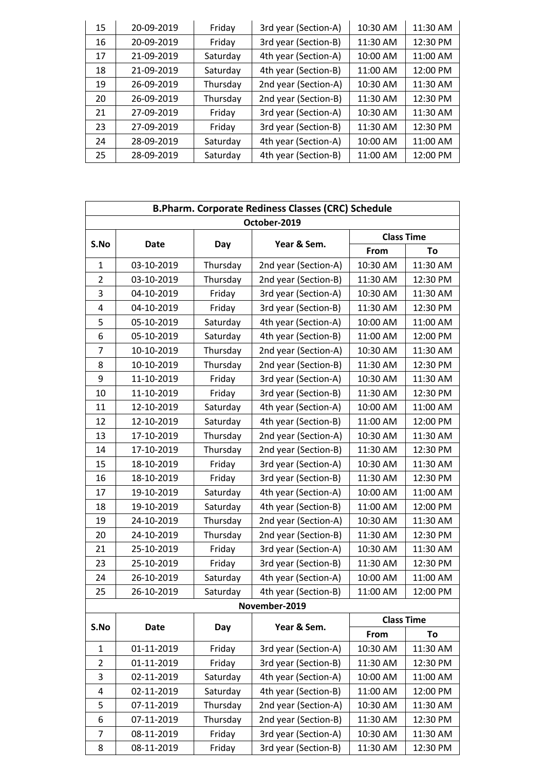| 15 | 20-09-2019 | Friday | 3rd year (Section-A) | 10:30 AM | 11:30 AM |
|---|---|---|---|---|---|
| 16 | 20-09-2019 | Friday | 3rd year (Section-B) | 11:30 AM | 12:30 PM |
| 17 | 21-09-2019 | Saturday | 4th year (Section-A) | 10:00 AM | 11:00 AM |
| 18 | 21-09-2019 | Saturday | 4th year (Section-B) | 11:00 AM | 12:00 PM |
| 19 | 26-09-2019 | Thursday | 2nd year (Section-A) | 10:30 AM | 11:30 AM |
| 20 | 26-09-2019 | Thursday | 2nd year (Section-B) | 11:30 AM | 12:30 PM |
| 21 | 27-09-2019 | Friday | 3rd year (Section-A) | 10:30 AM | 11:30 AM |
| 23 | 27-09-2019 | Friday | 3rd year (Section-B) | 11:30 AM | 12:30 PM |
| 24 | 28-09-2019 | Saturday | 4th year (Section-A) | 10:00 AM | 11:00 AM |
| 25 | 28-09-2019 | Saturday | 4th year (Section-B) | 11:00 AM | 12:00 PM |

**B.Pharm. Corporate Rediness Classes (CRC) Schedule**

**October-2019**

| S.No | Date | Day | Year & Sem. | Class Time | |
|---|---|---|---|---|---|
| | | | | From | To |
| 1 | 03-10-2019 | Thursday | 2nd year (Section-A) | 10:30 AM | 11:30 AM |
| 2 | 03-10-2019 | Thursday | 2nd year (Section-B) | 11:30 AM | 12:30 PM |
| 3 | 04-10-2019 | Friday | 3rd year (Section-A) | 10:30 AM | 11:30 AM |
| 4 | 04-10-2019 | Friday | 3rd year (Section-B) | 11:30 AM | 12:30 PM |
| 5 | 05-10-2019 | Saturday | 4th year (Section-A) | 10:00 AM | 11:00 AM |
| 6 | 05-10-2019 | Saturday | 4th year (Section-B) | 11:00 AM | 12:00 PM |
| 7 | 10-10-2019 | Thursday | 2nd year (Section-A) | 10:30 AM | 11:30 AM |
| 8 | 10-10-2019 | Thursday | 2nd year (Section-B) | 11:30 AM | 12:30 PM |
| 9 | 11-10-2019 | Friday | 3rd year (Section-A) | 10:30 AM | 11:30 AM |
| 10 | 11-10-2019 | Friday | 3rd year (Section-B) | 11:30 AM | 12:30 PM |
| 11 | 12-10-2019 | Saturday | 4th year (Section-A) | 10:00 AM | 11:00 AM |
| 12 | 12-10-2019 | Saturday | 4th year (Section-B) | 11:00 AM | 12:00 PM |
| 13 | 17-10-2019 | Thursday | 2nd year (Section-A) | 10:30 AM | 11:30 AM |
| 14 | 17-10-2019 | Thursday | 2nd year (Section-B) | 11:30 AM | 12:30 PM |
| 15 | 18-10-2019 | Friday | 3rd year (Section-A) | 10:30 AM | 11:30 AM |
| 16 | 18-10-2019 | Friday | 3rd year (Section-B) | 11:30 AM | 12:30 PM |
| 17 | 19-10-2019 | Saturday | 4th year (Section-A) | 10:00 AM | 11:00 AM |
| 18 | 19-10-2019 | Saturday | 4th year (Section-B) | 11:00 AM | 12:00 PM |
| 19 | 24-10-2019 | Thursday | 2nd year (Section-A) | 10:30 AM | 11:30 AM |
| 20 | 24-10-2019 | Thursday | 2nd year (Section-B) | 11:30 AM | 12:30 PM |
| 21 | 25-10-2019 | Friday | 3rd year (Section-A) | 10:30 AM | 11:30 AM |
| 23 | 25-10-2019 | Friday | 3rd year (Section-B) | 11:30 AM | 12:30 PM |
| 24 | 26-10-2019 | Saturday | 4th year (Section-A) | 10:00 AM | 11:00 AM |
| 25 | 26-10-2019 | Saturday | 4th year (Section-B) | 11:00 AM | 12:00 PM |

**November-2019**

| S.No | Date | Day | Year & Sem. | Class Time | |
|---|---|---|---|---|---|
| | | | | From | To |
| 1 | 01-11-2019 | Friday | 3rd year (Section-A) | 10:30 AM | 11:30 AM |
| 2 | 01-11-2019 | Friday | 3rd year (Section-B) | 11:30 AM | 12:30 PM |
| 3 | 02-11-2019 | Saturday | 4th year (Section-A) | 10:00 AM | 11:00 AM |
| 4 | 02-11-2019 | Saturday | 4th year (Section-B) | 11:00 AM | 12:00 PM |
| 5 | 07-11-2019 | Thursday | 2nd year (Section-A) | 10:30 AM | 11:30 AM |
| 6 | 07-11-2019 | Thursday | 2nd year (Section-B) | 11:30 AM | 12:30 PM |
| 7 | 08-11-2019 | Friday | 3rd year (Section-A) | 10:30 AM | 11:30 AM |
| 8 | 08-11-2019 | Friday | 3rd year (Section-B) | 11:30 AM | 12:30 PM |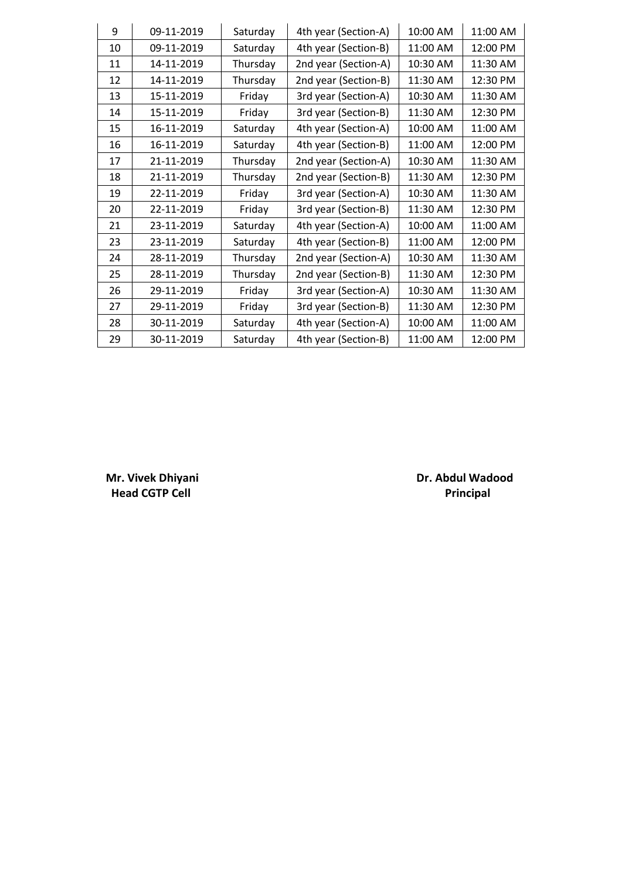| | | | | | |
|---|---|---|---|---|---|
| 9 | 09-11-2019 | Saturday | 4th year (Section-A) | 10:00 AM | 11:00 AM |
| 10 | 09-11-2019 | Saturday | 4th year (Section-B) | 11:00 AM | 12:00 PM |
| 11 | 14-11-2019 | Thursday | 2nd year (Section-A) | 10:30 AM | 11:30 AM |
| 12 | 14-11-2019 | Thursday | 2nd year (Section-B) | 11:30 AM | 12:30 PM |
| 13 | 15-11-2019 | Friday | 3rd year (Section-A) | 10:30 AM | 11:30 AM |
| 14 | 15-11-2019 | Friday | 3rd year (Section-B) | 11:30 AM | 12:30 PM |
| 15 | 16-11-2019 | Saturday | 4th year (Section-A) | 10:00 AM | 11:00 AM |
| 16 | 16-11-2019 | Saturday | 4th year (Section-B) | 11:00 AM | 12:00 PM |
| 17 | 21-11-2019 | Thursday | 2nd year (Section-A) | 10:30 AM | 11:30 AM |
| 18 | 21-11-2019 | Thursday | 2nd year (Section-B) | 11:30 AM | 12:30 PM |
| 19 | 22-11-2019 | Friday | 3rd year (Section-A) | 10:30 AM | 11:30 AM |
| 20 | 22-11-2019 | Friday | 3rd year (Section-B) | 11:30 AM | 12:30 PM |
| 21 | 23-11-2019 | Saturday | 4th year (Section-A) | 10:00 AM | 11:00 AM |
| 23 | 23-11-2019 | Saturday | 4th year (Section-B) | 11:00 AM | 12:00 PM |
| 24 | 28-11-2019 | Thursday | 2nd year (Section-A) | 10:30 AM | 11:30 AM |
| 25 | 28-11-2019 | Thursday | 2nd year (Section-B) | 11:30 AM | 12:30 PM |
| 26 | 29-11-2019 | Friday | 3rd year (Section-A) | 10:30 AM | 11:30 AM |
| 27 | 29-11-2019 | Friday | 3rd year (Section-B) | 11:30 AM | 12:30 PM |
| 28 | 30-11-2019 | Saturday | 4th year (Section-A) | 10:00 AM | 11:00 AM |
| 29 | 30-11-2019 | Saturday | 4th year (Section-B) | 11:00 AM | 12:00 PM |

**Mr. Vivek Dhiyani**
**Head CGTP Cell**

**Dr. Abdul Wadood**
**Principal**